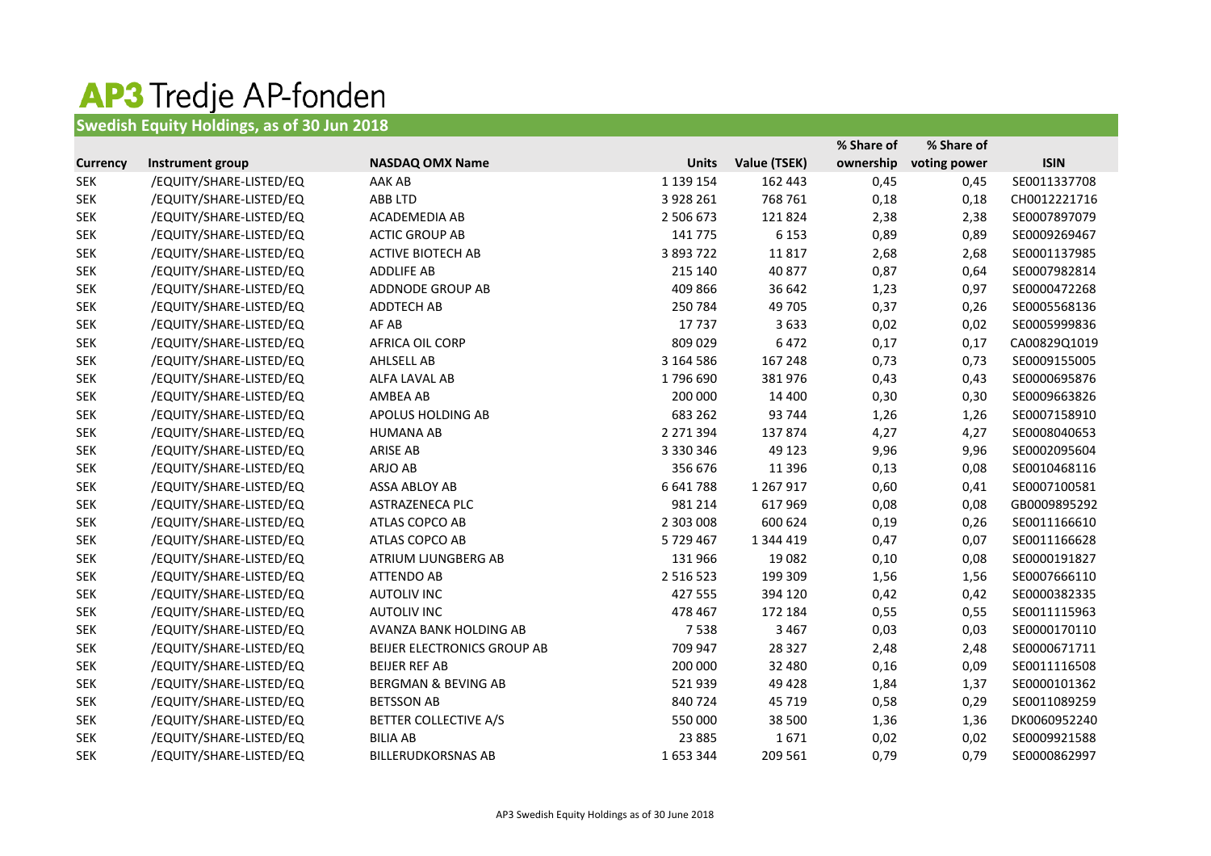# AP3 Tredje AP-fonden

## Swedish Equity Holdings, as of 30 Jun 2018

| Currency | Instrument group | NASDAQ OMX Name | Units | Value (TSEK) | % Share of ownership | % Share of voting power | ISIN |
|---|---|---|---|---|---|---|---|
| SEK | /EQUITY/SHARE-LISTED/EQ | AAK AB | 1 139 154 | 162 443 | 0,45 | 0,45 | SE0011337708 |
| SEK | /EQUITY/SHARE-LISTED/EQ | ABB LTD | 3 928 261 | 768 761 | 0,18 | 0,18 | CH0012221716 |
| SEK | /EQUITY/SHARE-LISTED/EQ | ACADEMEDIA AB | 2 506 673 | 121 824 | 2,38 | 2,38 | SE0007897079 |
| SEK | /EQUITY/SHARE-LISTED/EQ | ACTIC GROUP AB | 141 775 | 6 153 | 0,89 | 0,89 | SE0009269467 |
| SEK | /EQUITY/SHARE-LISTED/EQ | ACTIVE BIOTECH AB | 3 893 722 | 11 817 | 2,68 | 2,68 | SE0001137985 |
| SEK | /EQUITY/SHARE-LISTED/EQ | ADDLIFE AB | 215 140 | 40 877 | 0,87 | 0,64 | SE0007982814 |
| SEK | /EQUITY/SHARE-LISTED/EQ | ADDNODE GROUP AB | 409 866 | 36 642 | 1,23 | 0,97 | SE0000472268 |
| SEK | /EQUITY/SHARE-LISTED/EQ | ADDTECH AB | 250 784 | 49 705 | 0,37 | 0,26 | SE0005568136 |
| SEK | /EQUITY/SHARE-LISTED/EQ | AF AB | 17 737 | 3 633 | 0,02 | 0,02 | SE0005999836 |
| SEK | /EQUITY/SHARE-LISTED/EQ | AFRICA OIL CORP | 809 029 | 6 472 | 0,17 | 0,17 | CA00829Q1019 |
| SEK | /EQUITY/SHARE-LISTED/EQ | AHLSELL AB | 3 164 586 | 167 248 | 0,73 | 0,73 | SE0009155005 |
| SEK | /EQUITY/SHARE-LISTED/EQ | ALFA LAVAL AB | 1 796 690 | 381 976 | 0,43 | 0,43 | SE0000695876 |
| SEK | /EQUITY/SHARE-LISTED/EQ | AMBEA AB | 200 000 | 14 400 | 0,30 | 0,30 | SE0009663826 |
| SEK | /EQUITY/SHARE-LISTED/EQ | APOLUS HOLDING AB | 683 262 | 93 744 | 1,26 | 1,26 | SE0007158910 |
| SEK | /EQUITY/SHARE-LISTED/EQ | HUMANA AB | 2 271 394 | 137 874 | 4,27 | 4,27 | SE0008040653 |
| SEK | /EQUITY/SHARE-LISTED/EQ | ARISE AB | 3 330 346 | 49 123 | 9,96 | 9,96 | SE0002095604 |
| SEK | /EQUITY/SHARE-LISTED/EQ | ARJO AB | 356 676 | 11 396 | 0,13 | 0,08 | SE0010468116 |
| SEK | /EQUITY/SHARE-LISTED/EQ | ASSA ABLOY AB | 6 641 788 | 1 267 917 | 0,60 | 0,41 | SE0007100581 |
| SEK | /EQUITY/SHARE-LISTED/EQ | ASTRAZENECA PLC | 981 214 | 617 969 | 0,08 | 0,08 | GB0009895292 |
| SEK | /EQUITY/SHARE-LISTED/EQ | ATLAS COPCO AB | 2 303 008 | 600 624 | 0,19 | 0,26 | SE0011166610 |
| SEK | /EQUITY/SHARE-LISTED/EQ | ATLAS COPCO AB | 5 729 467 | 1 344 419 | 0,47 | 0,07 | SE0011166628 |
| SEK | /EQUITY/SHARE-LISTED/EQ | ATRIUM LJUNGBERG AB | 131 966 | 19 082 | 0,10 | 0,08 | SE0000191827 |
| SEK | /EQUITY/SHARE-LISTED/EQ | ATTENDO AB | 2 516 523 | 199 309 | 1,56 | 1,56 | SE0007666110 |
| SEK | /EQUITY/SHARE-LISTED/EQ | AUTOLIV INC | 427 555 | 394 120 | 0,42 | 0,42 | SE0000382335 |
| SEK | /EQUITY/SHARE-LISTED/EQ | AUTOLIV INC | 478 467 | 172 184 | 0,55 | 0,55 | SE0011115963 |
| SEK | /EQUITY/SHARE-LISTED/EQ | AVANZA BANK HOLDING AB | 7 538 | 3 467 | 0,03 | 0,03 | SE0000170110 |
| SEK | /EQUITY/SHARE-LISTED/EQ | BEIJER ELECTRONICS GROUP AB | 709 947 | 28 327 | 2,48 | 2,48 | SE0000671711 |
| SEK | /EQUITY/SHARE-LISTED/EQ | BEIJER REF AB | 200 000 | 32 480 | 0,16 | 0,09 | SE0011116508 |
| SEK | /EQUITY/SHARE-LISTED/EQ | BERGMAN & BEVING AB | 521 939 | 49 428 | 1,84 | 1,37 | SE0000101362 |
| SEK | /EQUITY/SHARE-LISTED/EQ | BETSSON AB | 840 724 | 45 719 | 0,58 | 0,29 | SE0011089259 |
| SEK | /EQUITY/SHARE-LISTED/EQ | BETTER COLLECTIVE A/S | 550 000 | 38 500 | 1,36 | 1,36 | DK0060952240 |
| SEK | /EQUITY/SHARE-LISTED/EQ | BILIA AB | 23 885 | 1 671 | 0,02 | 0,02 | SE0009921588 |
| SEK | /EQUITY/SHARE-LISTED/EQ | BILLERUDKORSNAS AB | 1 653 344 | 209 561 | 0,79 | 0,79 | SE0000862997 |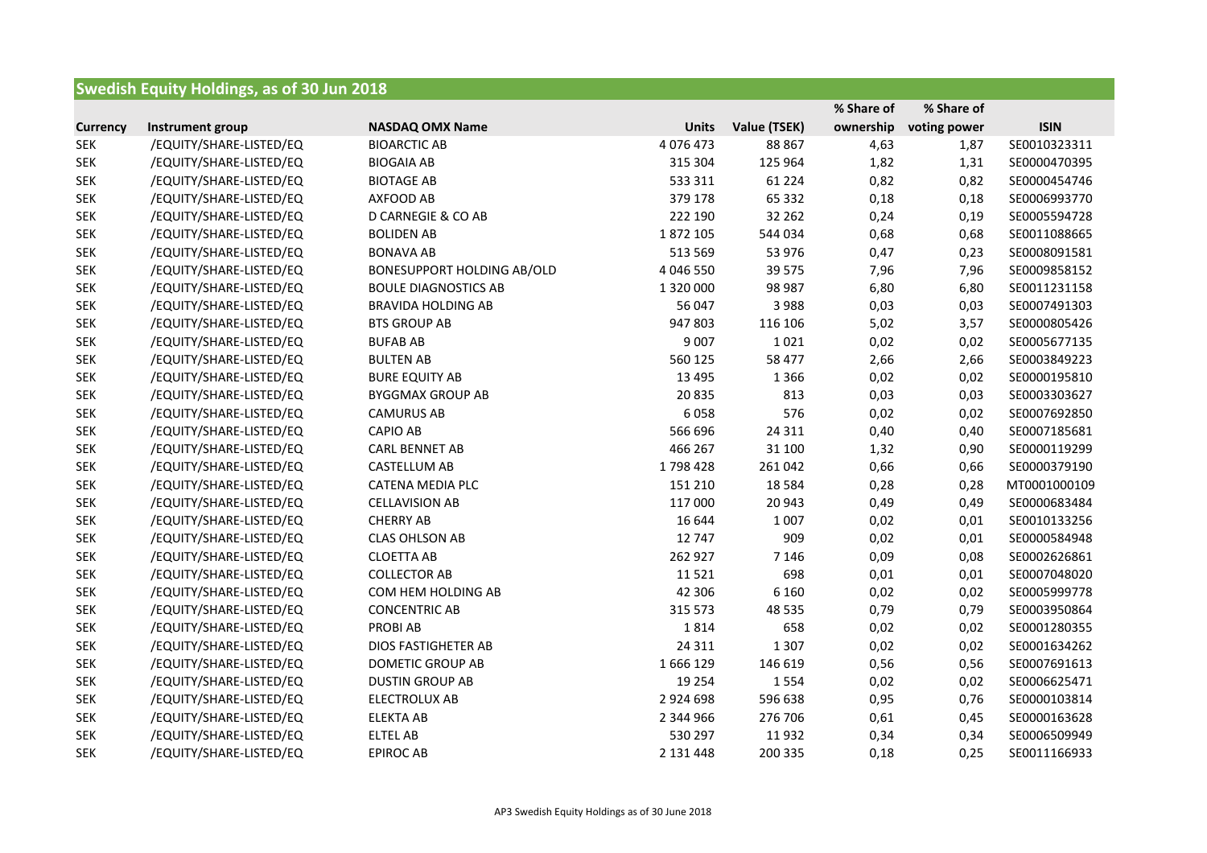## Swedish Equity Holdings, as of 30 Jun 2018

| Currency | Instrument group | NASDAQ OMX Name | Units | Value (TSEK) | % Share of ownership | % Share of voting power | ISIN |
|---|---|---|---|---|---|---|---|
| SEK | /EQUITY/SHARE-LISTED/EQ | BIOARCTIC AB | 4 076 473 | 88 867 | 4,63 | 1,87 | SE0010323311 |
| SEK | /EQUITY/SHARE-LISTED/EQ | BIOGAIA AB | 315 304 | 125 964 | 1,82 | 1,31 | SE0000470395 |
| SEK | /EQUITY/SHARE-LISTED/EQ | BIOTAGE AB | 533 311 | 61 224 | 0,82 | 0,82 | SE0000454746 |
| SEK | /EQUITY/SHARE-LISTED/EQ | AXFOOD AB | 379 178 | 65 332 | 0,18 | 0,18 | SE0006993770 |
| SEK | /EQUITY/SHARE-LISTED/EQ | D CARNEGIE & CO AB | 222 190 | 32 262 | 0,24 | 0,19 | SE0005594728 |
| SEK | /EQUITY/SHARE-LISTED/EQ | BOLIDEN AB | 1 872 105 | 544 034 | 0,68 | 0,68 | SE0011088665 |
| SEK | /EQUITY/SHARE-LISTED/EQ | BONAVA AB | 513 569 | 53 976 | 0,47 | 0,23 | SE0008091581 |
| SEK | /EQUITY/SHARE-LISTED/EQ | BONESUPPORT HOLDING AB/OLD | 4 046 550 | 39 575 | 7,96 | 7,96 | SE0009858152 |
| SEK | /EQUITY/SHARE-LISTED/EQ | BOULE DIAGNOSTICS AB | 1 320 000 | 98 987 | 6,80 | 6,80 | SE0011231158 |
| SEK | /EQUITY/SHARE-LISTED/EQ | BRAVIDA HOLDING AB | 56 047 | 3 988 | 0,03 | 0,03 | SE0007491303 |
| SEK | /EQUITY/SHARE-LISTED/EQ | BTS GROUP AB | 947 803 | 116 106 | 5,02 | 3,57 | SE0000805426 |
| SEK | /EQUITY/SHARE-LISTED/EQ | BUFAB AB | 9 007 | 1 021 | 0,02 | 0,02 | SE0005677135 |
| SEK | /EQUITY/SHARE-LISTED/EQ | BULTEN AB | 560 125 | 58 477 | 2,66 | 2,66 | SE0003849223 |
| SEK | /EQUITY/SHARE-LISTED/EQ | BURE EQUITY AB | 13 495 | 1 366 | 0,02 | 0,02 | SE0000195810 |
| SEK | /EQUITY/SHARE-LISTED/EQ | BYGGMAX GROUP AB | 20 835 | 813 | 0,03 | 0,03 | SE0003303627 |
| SEK | /EQUITY/SHARE-LISTED/EQ | CAMURUS AB | 6 058 | 576 | 0,02 | 0,02 | SE0007692850 |
| SEK | /EQUITY/SHARE-LISTED/EQ | CAPIO AB | 566 696 | 24 311 | 0,40 | 0,40 | SE0007185681 |
| SEK | /EQUITY/SHARE-LISTED/EQ | CARL BENNET AB | 466 267 | 31 100 | 1,32 | 0,90 | SE0000119299 |
| SEK | /EQUITY/SHARE-LISTED/EQ | CASTELLUM AB | 1 798 428 | 261 042 | 0,66 | 0,66 | SE0000379190 |
| SEK | /EQUITY/SHARE-LISTED/EQ | CATENA MEDIA PLC | 151 210 | 18 584 | 0,28 | 0,28 | MT0001000109 |
| SEK | /EQUITY/SHARE-LISTED/EQ | CELLAVISION AB | 117 000 | 20 943 | 0,49 | 0,49 | SE0000683484 |
| SEK | /EQUITY/SHARE-LISTED/EQ | CHERRY AB | 16 644 | 1 007 | 0,02 | 0,01 | SE0010133256 |
| SEK | /EQUITY/SHARE-LISTED/EQ | CLAS OHLSON AB | 12 747 | 909 | 0,02 | 0,01 | SE0000584948 |
| SEK | /EQUITY/SHARE-LISTED/EQ | CLOETTA AB | 262 927 | 7 146 | 0,09 | 0,08 | SE0002626861 |
| SEK | /EQUITY/SHARE-LISTED/EQ | COLLECTOR AB | 11 521 | 698 | 0,01 | 0,01 | SE0007048020 |
| SEK | /EQUITY/SHARE-LISTED/EQ | COM HEM HOLDING AB | 42 306 | 6 160 | 0,02 | 0,02 | SE0005999778 |
| SEK | /EQUITY/SHARE-LISTED/EQ | CONCENTRIC AB | 315 573 | 48 535 | 0,79 | 0,79 | SE0003950864 |
| SEK | /EQUITY/SHARE-LISTED/EQ | PROBI AB | 1 814 | 658 | 0,02 | 0,02 | SE0001280355 |
| SEK | /EQUITY/SHARE-LISTED/EQ | DIOS FASTIGHETER AB | 24 311 | 1 307 | 0,02 | 0,02 | SE0001634262 |
| SEK | /EQUITY/SHARE-LISTED/EQ | DOMETIC GROUP AB | 1 666 129 | 146 619 | 0,56 | 0,56 | SE0007691613 |
| SEK | /EQUITY/SHARE-LISTED/EQ | DUSTIN GROUP AB | 19 254 | 1 554 | 0,02 | 0,02 | SE0006625471 |
| SEK | /EQUITY/SHARE-LISTED/EQ | ELECTROLUX AB | 2 924 698 | 596 638 | 0,95 | 0,76 | SE0000103814 |
| SEK | /EQUITY/SHARE-LISTED/EQ | ELEKTA AB | 2 344 966 | 276 706 | 0,61 | 0,45 | SE0000163628 |
| SEK | /EQUITY/SHARE-LISTED/EQ | ELTEL AB | 530 297 | 11 932 | 0,34 | 0,34 | SE0006509949 |
| SEK | /EQUITY/SHARE-LISTED/EQ | EPIROC AB | 2 131 448 | 200 335 | 0,18 | 0,25 | SE0011166933 |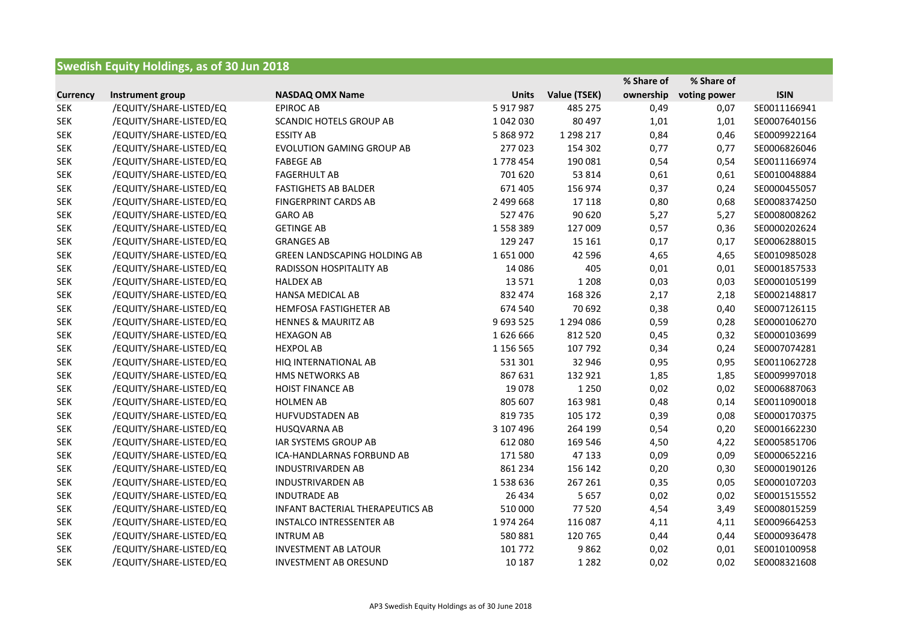## Swedish Equity Holdings, as of 30 Jun 2018

| Currency | Instrument group | NASDAQ OMX Name | Units | Value (TSEK) | % Share of ownership | % Share of voting power | ISIN |
|---|---|---|---|---|---|---|---|
| SEK | /EQUITY/SHARE-LISTED/EQ | EPIROC AB | 5 917 987 | 485 275 | 0,49 | 0,07 | SE0011166941 |
| SEK | /EQUITY/SHARE-LISTED/EQ | SCANDIC HOTELS GROUP AB | 1 042 030 | 80 497 | 1,01 | 1,01 | SE0007640156 |
| SEK | /EQUITY/SHARE-LISTED/EQ | ESSITY AB | 5 868 972 | 1 298 217 | 0,84 | 0,46 | SE0009922164 |
| SEK | /EQUITY/SHARE-LISTED/EQ | EVOLUTION GAMING GROUP AB | 277 023 | 154 302 | 0,77 | 0,77 | SE0006826046 |
| SEK | /EQUITY/SHARE-LISTED/EQ | FABEGE AB | 1 778 454 | 190 081 | 0,54 | 0,54 | SE0011166974 |
| SEK | /EQUITY/SHARE-LISTED/EQ | FAGERHULT AB | 701 620 | 53 814 | 0,61 | 0,61 | SE0010048884 |
| SEK | /EQUITY/SHARE-LISTED/EQ | FASTIGHETS AB BALDER | 671 405 | 156 974 | 0,37 | 0,24 | SE0000455057 |
| SEK | /EQUITY/SHARE-LISTED/EQ | FINGERPRINT CARDS AB | 2 499 668 | 17 118 | 0,80 | 0,68 | SE0008374250 |
| SEK | /EQUITY/SHARE-LISTED/EQ | GARO AB | 527 476 | 90 620 | 5,27 | 5,27 | SE0008008262 |
| SEK | /EQUITY/SHARE-LISTED/EQ | GETINGE AB | 1 558 389 | 127 009 | 0,57 | 0,36 | SE0000202624 |
| SEK | /EQUITY/SHARE-LISTED/EQ | GRANGES AB | 129 247 | 15 161 | 0,17 | 0,17 | SE0006288015 |
| SEK | /EQUITY/SHARE-LISTED/EQ | GREEN LANDSCAPING HOLDING AB | 1 651 000 | 42 596 | 4,65 | 4,65 | SE0010985028 |
| SEK | /EQUITY/SHARE-LISTED/EQ | RADISSON HOSPITALITY AB | 14 086 | 405 | 0,01 | 0,01 | SE0001857533 |
| SEK | /EQUITY/SHARE-LISTED/EQ | HALDEX AB | 13 571 | 1 208 | 0,03 | 0,03 | SE0000105199 |
| SEK | /EQUITY/SHARE-LISTED/EQ | HANSA MEDICAL AB | 832 474 | 168 326 | 2,17 | 2,18 | SE0002148817 |
| SEK | /EQUITY/SHARE-LISTED/EQ | HEMFOSA FASTIGHETER AB | 674 540 | 70 692 | 0,38 | 0,40 | SE0007126115 |
| SEK | /EQUITY/SHARE-LISTED/EQ | HENNES & MAURITZ AB | 9 693 525 | 1 294 086 | 0,59 | 0,28 | SE0000106270 |
| SEK | /EQUITY/SHARE-LISTED/EQ | HEXAGON AB | 1 626 666 | 812 520 | 0,45 | 0,32 | SE0000103699 |
| SEK | /EQUITY/SHARE-LISTED/EQ | HEXPOL AB | 1 156 565 | 107 792 | 0,34 | 0,24 | SE0007074281 |
| SEK | /EQUITY/SHARE-LISTED/EQ | HIQ INTERNATIONAL AB | 531 301 | 32 946 | 0,95 | 0,95 | SE0011062728 |
| SEK | /EQUITY/SHARE-LISTED/EQ | HMS NETWORKS AB | 867 631 | 132 921 | 1,85 | 1,85 | SE0009997018 |
| SEK | /EQUITY/SHARE-LISTED/EQ | HOIST FINANCE AB | 19 078 | 1 250 | 0,02 | 0,02 | SE0006887063 |
| SEK | /EQUITY/SHARE-LISTED/EQ | HOLMEN AB | 805 607 | 163 981 | 0,48 | 0,14 | SE0011090018 |
| SEK | /EQUITY/SHARE-LISTED/EQ | HUFVUDSTADEN AB | 819 735 | 105 172 | 0,39 | 0,08 | SE0000170375 |
| SEK | /EQUITY/SHARE-LISTED/EQ | HUSQVARNA AB | 3 107 496 | 264 199 | 0,54 | 0,20 | SE0001662230 |
| SEK | /EQUITY/SHARE-LISTED/EQ | IAR SYSTEMS GROUP AB | 612 080 | 169 546 | 4,50 | 4,22 | SE0005851706 |
| SEK | /EQUITY/SHARE-LISTED/EQ | ICA-HANDLARNAS FORBUND AB | 171 580 | 47 133 | 0,09 | 0,09 | SE0000652216 |
| SEK | /EQUITY/SHARE-LISTED/EQ | INDUSTRIVARDEN AB | 861 234 | 156 142 | 0,20 | 0,30 | SE0000190126 |
| SEK | /EQUITY/SHARE-LISTED/EQ | INDUSTRIVARDEN AB | 1 538 636 | 267 261 | 0,35 | 0,05 | SE0000107203 |
| SEK | /EQUITY/SHARE-LISTED/EQ | INDUTRADE AB | 26 434 | 5 657 | 0,02 | 0,02 | SE0001515552 |
| SEK | /EQUITY/SHARE-LISTED/EQ | INFANT BACTERIAL THERAPEUTICS AB | 510 000 | 77 520 | 4,54 | 3,49 | SE0008015259 |
| SEK | /EQUITY/SHARE-LISTED/EQ | INSTALCO INTRESSENTER AB | 1 974 264 | 116 087 | 4,11 | 4,11 | SE0009664253 |
| SEK | /EQUITY/SHARE-LISTED/EQ | INTRUM AB | 580 881 | 120 765 | 0,44 | 0,44 | SE0000936478 |
| SEK | /EQUITY/SHARE-LISTED/EQ | INVESTMENT AB LATOUR | 101 772 | 9 862 | 0,02 | 0,01 | SE0010100958 |
| SEK | /EQUITY/SHARE-LISTED/EQ | INVESTMENT AB ORESUND | 10 187 | 1 282 | 0,02 | 0,02 | SE0008321608 |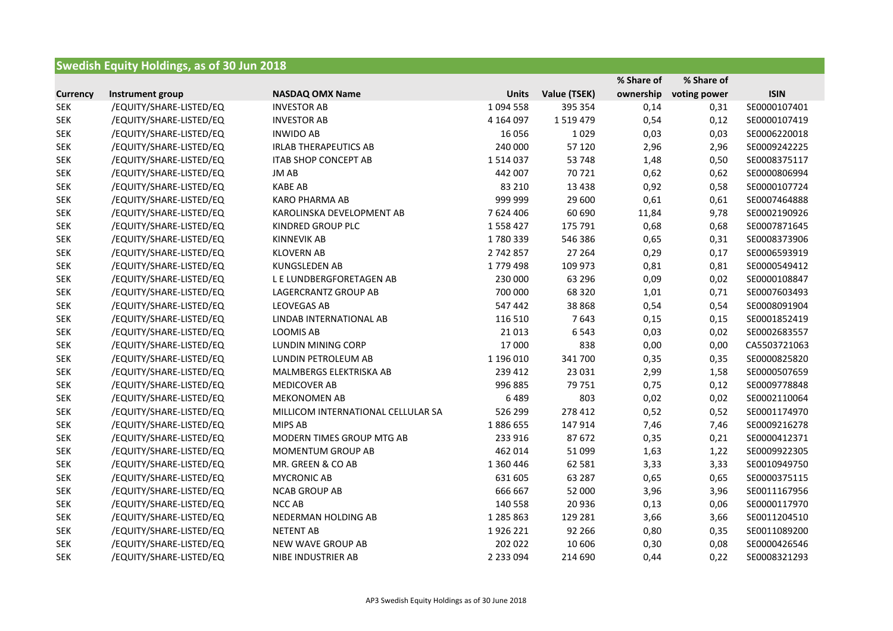## Swedish Equity Holdings, as of 30 Jun 2018

| Currency | Instrument group | NASDAQ OMX Name | Units | Value (TSEK) | % Share of ownership | % Share of voting power | ISIN |
|---|---|---|---|---|---|---|---|
| SEK | /EQUITY/SHARE-LISTED/EQ | INVESTOR AB | 1 094 558 | 395 354 | 0,14 | 0,31 | SE0000107401 |
| SEK | /EQUITY/SHARE-LISTED/EQ | INVESTOR AB | 4 164 097 | 1 519 479 | 0,54 | 0,12 | SE0000107419 |
| SEK | /EQUITY/SHARE-LISTED/EQ | INWIDO AB | 16 056 | 1 029 | 0,03 | 0,03 | SE0006220018 |
| SEK | /EQUITY/SHARE-LISTED/EQ | IRLAB THERAPEUTICS AB | 240 000 | 57 120 | 2,96 | 2,96 | SE0009242225 |
| SEK | /EQUITY/SHARE-LISTED/EQ | ITAB SHOP CONCEPT AB | 1 514 037 | 53 748 | 1,48 | 0,50 | SE0008375117 |
| SEK | /EQUITY/SHARE-LISTED/EQ | JM AB | 442 007 | 70 721 | 0,62 | 0,62 | SE0000806994 |
| SEK | /EQUITY/SHARE-LISTED/EQ | KABE AB | 83 210 | 13 438 | 0,92 | 0,58 | SE0000107724 |
| SEK | /EQUITY/SHARE-LISTED/EQ | KARO PHARMA AB | 999 999 | 29 600 | 0,61 | 0,61 | SE0007464888 |
| SEK | /EQUITY/SHARE-LISTED/EQ | KAROLINSKA DEVELOPMENT AB | 7 624 406 | 60 690 | 11,84 | 9,78 | SE0002190926 |
| SEK | /EQUITY/SHARE-LISTED/EQ | KINDRED GROUP PLC | 1 558 427 | 175 791 | 0,68 | 0,68 | SE0007871645 |
| SEK | /EQUITY/SHARE-LISTED/EQ | KINNEVIK AB | 1 780 339 | 546 386 | 0,65 | 0,31 | SE0008373906 |
| SEK | /EQUITY/SHARE-LISTED/EQ | KLOVERN AB | 2 742 857 | 27 264 | 0,29 | 0,17 | SE0006593919 |
| SEK | /EQUITY/SHARE-LISTED/EQ | KUNGSLEDEN AB | 1 779 498 | 109 973 | 0,81 | 0,81 | SE0000549412 |
| SEK | /EQUITY/SHARE-LISTED/EQ | L E LUNDBERGFORETAGEN AB | 230 000 | 63 296 | 0,09 | 0,02 | SE0000108847 |
| SEK | /EQUITY/SHARE-LISTED/EQ | LAGERCRANTZ GROUP AB | 700 000 | 68 320 | 1,01 | 0,71 | SE0007603493 |
| SEK | /EQUITY/SHARE-LISTED/EQ | LEOVEGAS AB | 547 442 | 38 868 | 0,54 | 0,54 | SE0008091904 |
| SEK | /EQUITY/SHARE-LISTED/EQ | LINDAB INTERNATIONAL AB | 116 510 | 7 643 | 0,15 | 0,15 | SE0001852419 |
| SEK | /EQUITY/SHARE-LISTED/EQ | LOOMIS AB | 21 013 | 6 543 | 0,03 | 0,02 | SE0002683557 |
| SEK | /EQUITY/SHARE-LISTED/EQ | LUNDIN MINING CORP | 17 000 | 838 | 0,00 | 0,00 | CA5503721063 |
| SEK | /EQUITY/SHARE-LISTED/EQ | LUNDIN PETROLEUM AB | 1 196 010 | 341 700 | 0,35 | 0,35 | SE0000825820 |
| SEK | /EQUITY/SHARE-LISTED/EQ | MALMBERGS ELEKTRISKA AB | 239 412 | 23 031 | 2,99 | 1,58 | SE0000507659 |
| SEK | /EQUITY/SHARE-LISTED/EQ | MEDICOVER AB | 996 885 | 79 751 | 0,75 | 0,12 | SE0009778848 |
| SEK | /EQUITY/SHARE-LISTED/EQ | MEKONOMEN AB | 6 489 | 803 | 0,02 | 0,02 | SE0002110064 |
| SEK | /EQUITY/SHARE-LISTED/EQ | MILLICOM INTERNATIONAL CELLULAR SA | 526 299 | 278 412 | 0,52 | 0,52 | SE0001174970 |
| SEK | /EQUITY/SHARE-LISTED/EQ | MIPS AB | 1 886 655 | 147 914 | 7,46 | 7,46 | SE0009216278 |
| SEK | /EQUITY/SHARE-LISTED/EQ | MODERN TIMES GROUP MTG AB | 233 916 | 87 672 | 0,35 | 0,21 | SE0000412371 |
| SEK | /EQUITY/SHARE-LISTED/EQ | MOMENTUM GROUP AB | 462 014 | 51 099 | 1,63 | 1,22 | SE0009922305 |
| SEK | /EQUITY/SHARE-LISTED/EQ | MR. GREEN & CO AB | 1 360 446 | 62 581 | 3,33 | 3,33 | SE0010949750 |
| SEK | /EQUITY/SHARE-LISTED/EQ | MYCRONIC AB | 631 605 | 63 287 | 0,65 | 0,65 | SE0000375115 |
| SEK | /EQUITY/SHARE-LISTED/EQ | NCAB GROUP AB | 666 667 | 52 000 | 3,96 | 3,96 | SE0011167956 |
| SEK | /EQUITY/SHARE-LISTED/EQ | NCC AB | 140 558 | 20 936 | 0,13 | 0,06 | SE0000117970 |
| SEK | /EQUITY/SHARE-LISTED/EQ | NEDERMAN HOLDING AB | 1 285 863 | 129 281 | 3,66 | 3,66 | SE0011204510 |
| SEK | /EQUITY/SHARE-LISTED/EQ | NETENT AB | 1 926 221 | 92 266 | 0,80 | 0,35 | SE0011089200 |
| SEK | /EQUITY/SHARE-LISTED/EQ | NEW WAVE GROUP AB | 202 022 | 10 606 | 0,30 | 0,08 | SE0000426546 |
| SEK | /EQUITY/SHARE-LISTED/EQ | NIBE INDUSTRIER AB | 2 233 094 | 214 690 | 0,44 | 0,22 | SE0008321293 |

AP3 Swedish Equity Holdings as of 30 June 2018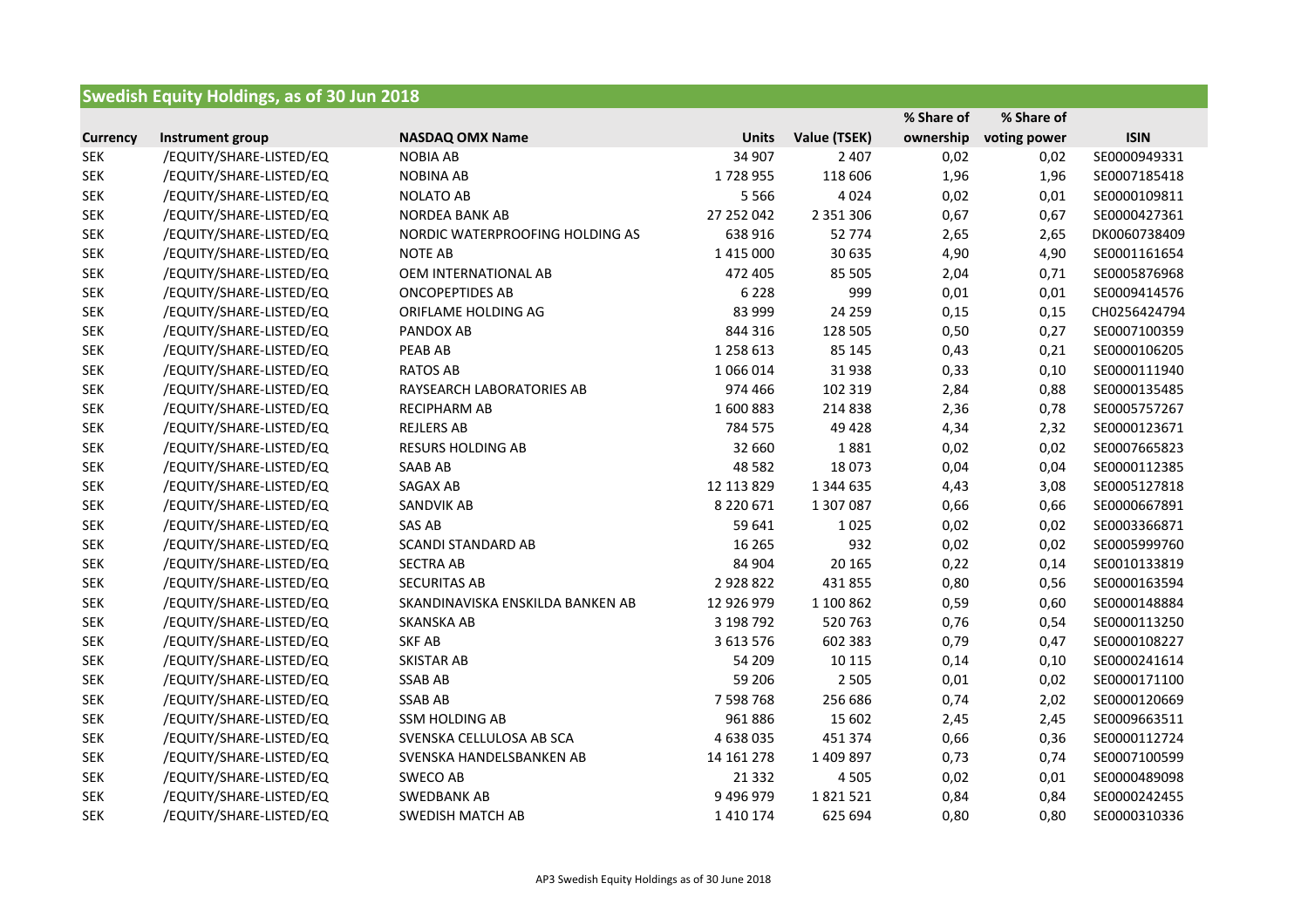## Swedish Equity Holdings, as of 30 Jun 2018

| Currency | Instrument group | NASDAQ OMX Name | Units | Value (TSEK) | % Share of ownership | % Share of voting power | ISIN |
|---|---|---|---|---|---|---|---|
| SEK | /EQUITY/SHARE-LISTED/EQ | NOBIA AB | 34 907 | 2 407 | 0,02 | 0,02 | SE0000949331 |
| SEK | /EQUITY/SHARE-LISTED/EQ | NOBINA AB | 1 728 955 | 118 606 | 1,96 | 1,96 | SE0007185418 |
| SEK | /EQUITY/SHARE-LISTED/EQ | NOLATO AB | 5 566 | 4 024 | 0,02 | 0,01 | SE0000109811 |
| SEK | /EQUITY/SHARE-LISTED/EQ | NORDEA BANK AB | 27 252 042 | 2 351 306 | 0,67 | 0,67 | SE0000427361 |
| SEK | /EQUITY/SHARE-LISTED/EQ | NORDIC WATERPROOFING HOLDING AS | 638 916 | 52 774 | 2,65 | 2,65 | DK0060738409 |
| SEK | /EQUITY/SHARE-LISTED/EQ | NOTE AB | 1 415 000 | 30 635 | 4,90 | 4,90 | SE0001161654 |
| SEK | /EQUITY/SHARE-LISTED/EQ | OEM INTERNATIONAL AB | 472 405 | 85 505 | 2,04 | 0,71 | SE0005876968 |
| SEK | /EQUITY/SHARE-LISTED/EQ | ONCOPEPTIDES AB | 6 228 | 999 | 0,01 | 0,01 | SE0009414576 |
| SEK | /EQUITY/SHARE-LISTED/EQ | ORIFLAME HOLDING AG | 83 999 | 24 259 | 0,15 | 0,15 | CH0256424794 |
| SEK | /EQUITY/SHARE-LISTED/EQ | PANDOX AB | 844 316 | 128 505 | 0,50 | 0,27 | SE0007100359 |
| SEK | /EQUITY/SHARE-LISTED/EQ | PEAB AB | 1 258 613 | 85 145 | 0,43 | 0,21 | SE0000106205 |
| SEK | /EQUITY/SHARE-LISTED/EQ | RATOS AB | 1 066 014 | 31 938 | 0,33 | 0,10 | SE0000111940 |
| SEK | /EQUITY/SHARE-LISTED/EQ | RAYSEARCH LABORATORIES AB | 974 466 | 102 319 | 2,84 | 0,88 | SE0000135485 |
| SEK | /EQUITY/SHARE-LISTED/EQ | RECIPHARM AB | 1 600 883 | 214 838 | 2,36 | 0,78 | SE0005757267 |
| SEK | /EQUITY/SHARE-LISTED/EQ | REJLERS AB | 784 575 | 49 428 | 4,34 | 2,32 | SE0000123671 |
| SEK | /EQUITY/SHARE-LISTED/EQ | RESURS HOLDING AB | 32 660 | 1 881 | 0,02 | 0,02 | SE0007665823 |
| SEK | /EQUITY/SHARE-LISTED/EQ | SAAB AB | 48 582 | 18 073 | 0,04 | 0,04 | SE0000112385 |
| SEK | /EQUITY/SHARE-LISTED/EQ | SAGAX AB | 12 113 829 | 1 344 635 | 4,43 | 3,08 | SE0005127818 |
| SEK | /EQUITY/SHARE-LISTED/EQ | SANDVIK AB | 8 220 671 | 1 307 087 | 0,66 | 0,66 | SE0000667891 |
| SEK | /EQUITY/SHARE-LISTED/EQ | SAS AB | 59 641 | 1 025 | 0,02 | 0,02 | SE0003366871 |
| SEK | /EQUITY/SHARE-LISTED/EQ | SCANDI STANDARD AB | 16 265 | 932 | 0,02 | 0,02 | SE0005999760 |
| SEK | /EQUITY/SHARE-LISTED/EQ | SECTRA AB | 84 904 | 20 165 | 0,22 | 0,14 | SE0010133819 |
| SEK | /EQUITY/SHARE-LISTED/EQ | SECURITAS AB | 2 928 822 | 431 855 | 0,80 | 0,56 | SE0000163594 |
| SEK | /EQUITY/SHARE-LISTED/EQ | SKANDINAVISKA ENSKILDA BANKEN AB | 12 926 979 | 1 100 862 | 0,59 | 0,60 | SE0000148884 |
| SEK | /EQUITY/SHARE-LISTED/EQ | SKANSKA AB | 3 198 792 | 520 763 | 0,76 | 0,54 | SE0000113250 |
| SEK | /EQUITY/SHARE-LISTED/EQ | SKF AB | 3 613 576 | 602 383 | 0,79 | 0,47 | SE0000108227 |
| SEK | /EQUITY/SHARE-LISTED/EQ | SKISTAR AB | 54 209 | 10 115 | 0,14 | 0,10 | SE0000241614 |
| SEK | /EQUITY/SHARE-LISTED/EQ | SSAB AB | 59 206 | 2 505 | 0,01 | 0,02 | SE0000171100 |
| SEK | /EQUITY/SHARE-LISTED/EQ | SSAB AB | 7 598 768 | 256 686 | 0,74 | 2,02 | SE0000120669 |
| SEK | /EQUITY/SHARE-LISTED/EQ | SSM HOLDING AB | 961 886 | 15 602 | 2,45 | 2,45 | SE0009663511 |
| SEK | /EQUITY/SHARE-LISTED/EQ | SVENSKA CELLULOSA AB SCA | 4 638 035 | 451 374 | 0,66 | 0,36 | SE0000112724 |
| SEK | /EQUITY/SHARE-LISTED/EQ | SVENSKA HANDELSBANKEN AB | 14 161 278 | 1 409 897 | 0,73 | 0,74 | SE0007100599 |
| SEK | /EQUITY/SHARE-LISTED/EQ | SWECO AB | 21 332 | 4 505 | 0,02 | 0,01 | SE0000489098 |
| SEK | /EQUITY/SHARE-LISTED/EQ | SWEDBANK AB | 9 496 979 | 1 821 521 | 0,84 | 0,84 | SE0000242455 |
| SEK | /EQUITY/SHARE-LISTED/EQ | SWEDISH MATCH AB | 1 410 174 | 625 694 | 0,80 | 0,80 | SE0000310336 |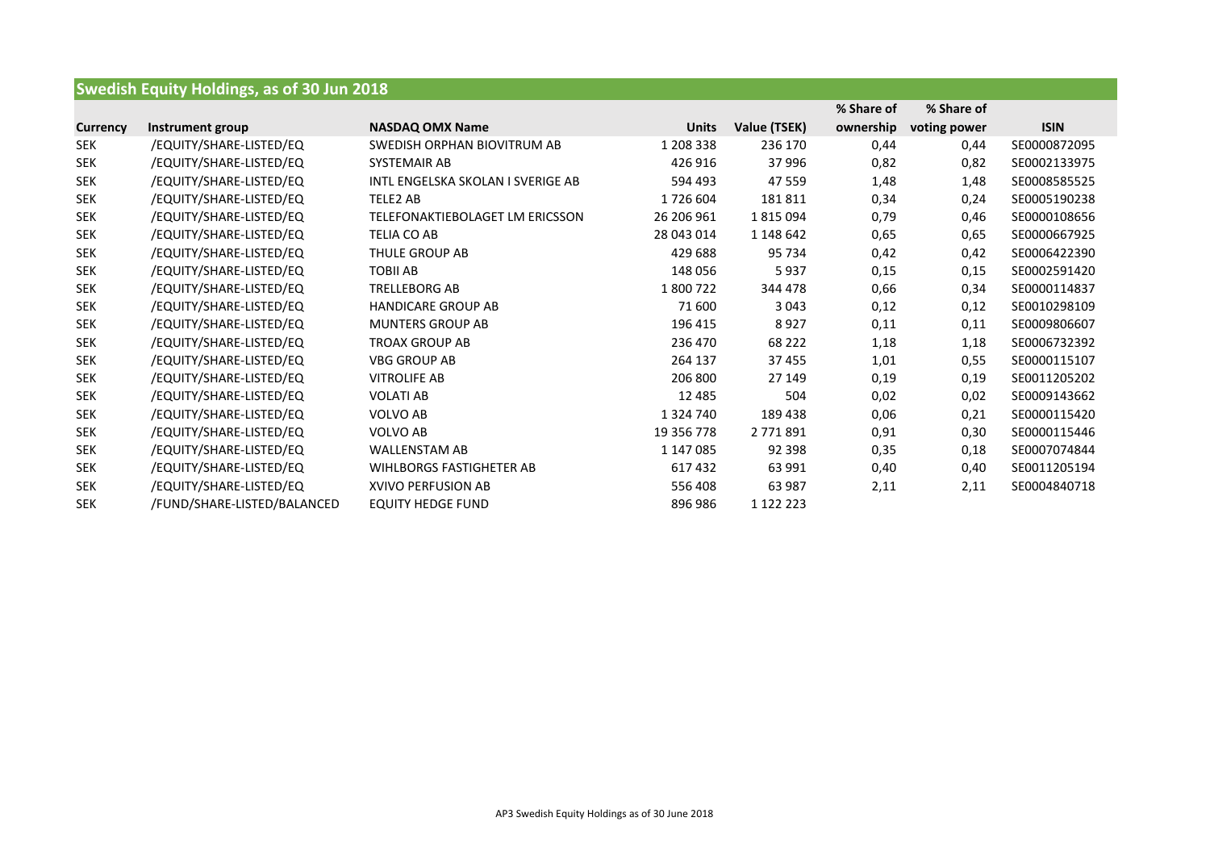## Swedish Equity Holdings, as of 30 Jun 2018

| Currency | Instrument group | NASDAQ OMX Name | Units | Value (TSEK) | % Share of ownership | % Share of voting power | ISIN |
|---|---|---|---|---|---|---|---|
| SEK | /EQUITY/SHARE-LISTED/EQ | SWEDISH ORPHAN BIOVITRUM AB | 1 208 338 | 236 170 | 0,44 | 0,44 | SE0000872095 |
| SEK | /EQUITY/SHARE-LISTED/EQ | SYSTEMAIR AB | 426 916 | 37 996 | 0,82 | 0,82 | SE0002133975 |
| SEK | /EQUITY/SHARE-LISTED/EQ | INTL ENGELSKA SKOLAN I SVERIGE AB | 594 493 | 47 559 | 1,48 | 1,48 | SE0008585525 |
| SEK | /EQUITY/SHARE-LISTED/EQ | TELE2 AB | 1 726 604 | 181 811 | 0,34 | 0,24 | SE0005190238 |
| SEK | /EQUITY/SHARE-LISTED/EQ | TELEFONAKTIEBOLAGET LM ERICSSON | 26 206 961 | 1 815 094 | 0,79 | 0,46 | SE0000108656 |
| SEK | /EQUITY/SHARE-LISTED/EQ | TELIA CO AB | 28 043 014 | 1 148 642 | 0,65 | 0,65 | SE0000667925 |
| SEK | /EQUITY/SHARE-LISTED/EQ | THULE GROUP AB | 429 688 | 95 734 | 0,42 | 0,42 | SE0006422390 |
| SEK | /EQUITY/SHARE-LISTED/EQ | TOBII AB | 148 056 | 5 937 | 0,15 | 0,15 | SE0002591420 |
| SEK | /EQUITY/SHARE-LISTED/EQ | TRELLEBORG AB | 1 800 722 | 344 478 | 0,66 | 0,34 | SE0000114837 |
| SEK | /EQUITY/SHARE-LISTED/EQ | HANDICARE GROUP AB | 71 600 | 3 043 | 0,12 | 0,12 | SE0010298109 |
| SEK | /EQUITY/SHARE-LISTED/EQ | MUNTERS GROUP AB | 196 415 | 8 927 | 0,11 | 0,11 | SE0009806607 |
| SEK | /EQUITY/SHARE-LISTED/EQ | TROAX GROUP AB | 236 470 | 68 222 | 1,18 | 1,18 | SE0006732392 |
| SEK | /EQUITY/SHARE-LISTED/EQ | VBG GROUP AB | 264 137 | 37 455 | 1,01 | 0,55 | SE0000115107 |
| SEK | /EQUITY/SHARE-LISTED/EQ | VITROLIFE AB | 206 800 | 27 149 | 0,19 | 0,19 | SE0011205202 |
| SEK | /EQUITY/SHARE-LISTED/EQ | VOLATI AB | 12 485 | 504 | 0,02 | 0,02 | SE0009143662 |
| SEK | /EQUITY/SHARE-LISTED/EQ | VOLVO AB | 1 324 740 | 189 438 | 0,06 | 0,21 | SE0000115420 |
| SEK | /EQUITY/SHARE-LISTED/EQ | VOLVO AB | 19 356 778 | 2 771 891 | 0,91 | 0,30 | SE0000115446 |
| SEK | /EQUITY/SHARE-LISTED/EQ | WALLENSTAM AB | 1 147 085 | 92 398 | 0,35 | 0,18 | SE0007074844 |
| SEK | /EQUITY/SHARE-LISTED/EQ | WIHLBORGS FASTIGHETER AB | 617 432 | 63 991 | 0,40 | 0,40 | SE0011205194 |
| SEK | /EQUITY/SHARE-LISTED/EQ | XVIVO PERFUSION AB | 556 408 | 63 987 | 2,11 | 2,11 | SE0004840718 |
| SEK | /FUND/SHARE-LISTED/BALANCED | EQUITY HEDGE FUND | 896 986 | 1 122 223 | | | |